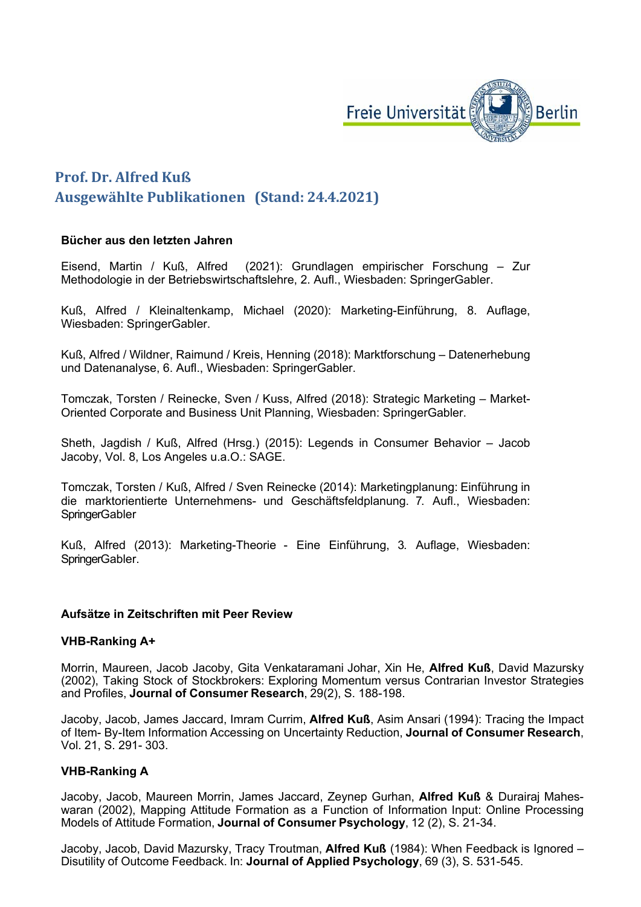# Prof. Dr. Alfred Kuß
## Ausgewählte Publikationen (Stand: 24.4.2021)

### Bücher aus den letzten Jahren

Eisend, Martin / Kuß, Alfred (2021): Grundlagen empirischer Forschung – Zur Methodologie in der Betriebswirtschaftslehre, 2. Aufl., Wiesbaden: SpringerGabler.

Kuß, Alfred / Kleinaltenkamp, Michael (2020): Marketing-Einführung, 8. Auflage, Wiesbaden: SpringerGabler.

Kuß, Alfred / Wildner, Raimund / Kreis, Henning (2018): Marktforschung – Datenerhebung und Datenanalyse, 6. Aufl., Wiesbaden: SpringerGabler.

Tomczak, Torsten / Reinecke, Sven / Kuss, Alfred (2018): Strategic Marketing – Market-Oriented Corporate and Business Unit Planning, Wiesbaden: SpringerGabler.

Sheth, Jagdish / Kuß, Alfred (Hrsg.) (2015): Legends in Consumer Behavior – Jacob Jacoby, Vol. 8, Los Angeles u.a.O.: SAGE.

Tomczak, Torsten / Kuß, Alfred / Sven Reinecke (2014): Marketingplanung: Einführung in die marktorientierte Unternehmens- und Geschäftsfeldplanung. 7. Aufl., Wiesbaden: SpringerGabler

Kuß, Alfred (2013): Marketing-Theorie - Eine Einführung, 3. Auflage, Wiesbaden: SpringerGabler.

### Aufsätze in Zeitschriften mit Peer Review

#### VHB-Ranking A+

Morrin, Maureen, Jacob Jacoby, Gita Venkataramani Johar, Xin He, **Alfred Kuß**, David Mazursky (2002), Taking Stock of Stockbrokers: Exploring Momentum versus Contrarian Investor Strategies and Profiles, **Journal of Consumer Research**, 29(2), S. 188-198.

Jacoby, Jacob, James Jaccard, Imram Currim, **Alfred Kuß**, Asim Ansari (1994): Tracing the Impact of Item- By-Item Information Accessing on Uncertainty Reduction, **Journal of Consumer Research**, Vol. 21, S. 291- 303.

#### VHB-Ranking A

Jacoby, Jacob, Maureen Morrin, James Jaccard, Zeynep Gurhan, **Alfred Kuß** & Durairaj Maheswaran (2002), Mapping Attitude Formation as a Function of Information Input: Online Processing Models of Attitude Formation, **Journal of Consumer Psychology**, 12 (2), S. 21-34.

Jacoby, Jacob, David Mazursky, Tracy Troutman, **Alfred Kuß** (1984): When Feedback is Ignored – Disutility of Outcome Feedback. In: **Journal of Applied Psychology**, 69 (3), S. 531-545.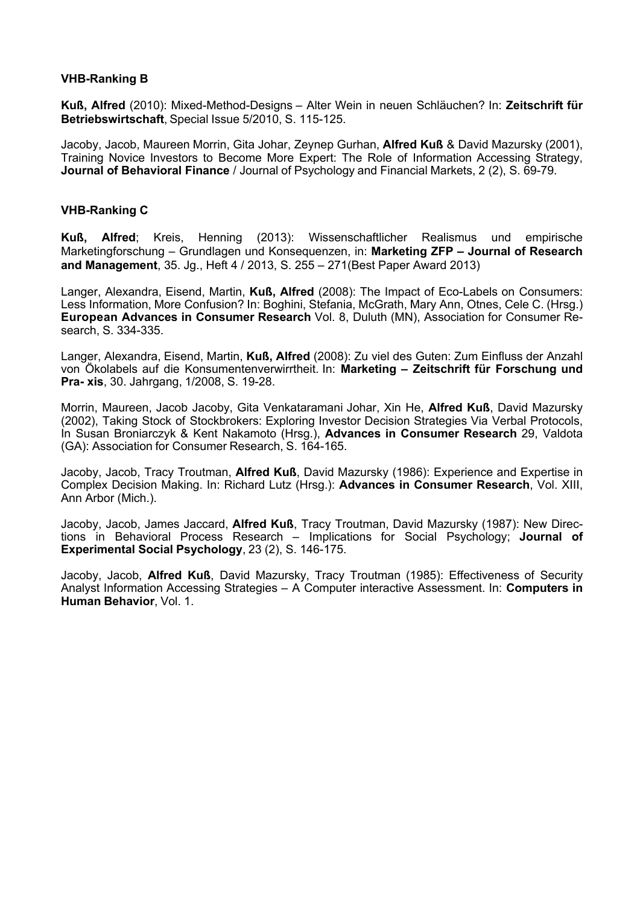**VHB-Ranking B**

**Kuß, Alfred** (2010): Mixed-Method-Designs – Alter Wein in neuen Schläuchen? In: **Zeitschrift für Betriebswirtschaft**, Special Issue 5/2010, S. 115-125.

Jacoby, Jacob, Maureen Morrin, Gita Johar, Zeynep Gurhan, **Alfred Kuß** & David Mazursky (2001), Training Novice Investors to Become More Expert: The Role of Information Accessing Strategy, **Journal of Behavioral Finance** / Journal of Psychology and Financial Markets, 2 (2), S. 69-79.

**VHB-Ranking C**

**Kuß, Alfred**; Kreis, Henning (2013): Wissenschaftlicher Realismus und empirische Marketingforschung – Grundlagen und Konsequenzen, in: **Marketing ZFP – Journal of Research and Management**, 35. Jg., Heft 4 / 2013, S. 255 – 271(Best Paper Award 2013)

Langer, Alexandra, Eisend, Martin, **Kuß, Alfred** (2008): The Impact of Eco-Labels on Consumers: Less Information, More Confusion? In: Boghini, Stefania, McGrath, Mary Ann, Otnes, Cele C. (Hrsg.) **European Advances in Consumer Research** Vol. 8, Duluth (MN), Association for Consumer Research, S. 334-335.

Langer, Alexandra, Eisend, Martin, **Kuß, Alfred** (2008): Zu viel des Guten: Zum Einfluss der Anzahl von Ökolabels auf die Konsumentenverwirrtheit. In: **Marketing – Zeitschrift für Forschung und Pra- xis**, 30. Jahrgang, 1/2008, S. 19-28.

Morrin, Maureen, Jacob Jacoby, Gita Venkataramani Johar, Xin He, **Alfred Kuß**, David Mazursky (2002), Taking Stock of Stockbrokers: Exploring Investor Decision Strategies Via Verbal Protocols, In Susan Broniarczyk & Kent Nakamoto (Hrsg.), **Advances in Consumer Research** 29, Valdota (GA): Association for Consumer Research, S. 164-165.

Jacoby, Jacob, Tracy Troutman, **Alfred Kuß**, David Mazursky (1986): Experience and Expertise in Complex Decision Making. In: Richard Lutz (Hrsg.): **Advances in Consumer Research**, Vol. XIII, Ann Arbor (Mich.).

Jacoby, Jacob, James Jaccard, **Alfred Kuß**, Tracy Troutman, David Mazursky (1987): New Directions in Behavioral Process Research – Implications for Social Psychology; **Journal of Experimental Social Psychology**, 23 (2), S. 146-175.

Jacoby, Jacob, **Alfred Kuß**, David Mazursky, Tracy Troutman (1985): Effectiveness of Security Analyst Information Accessing Strategies – A Computer interactive Assessment. In: **Computers in Human Behavior**, Vol. 1.